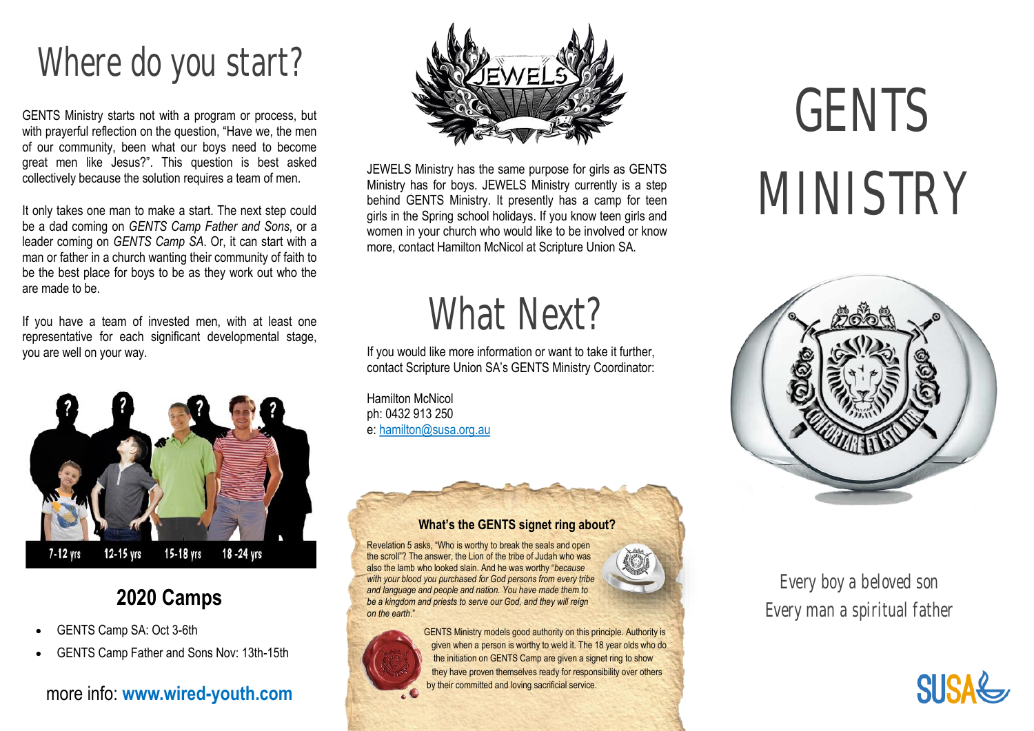# Where do you start?

GENTS Ministry starts not with a program or process, but with prayerful reflection on the question, "Have we, the men of our community, been what our boys need to become great men like Jesus?". This question is best asked collectively because the solution requires a team of men.

It only takes one man to make a start. The next step could be a dad coming on *GENTS Camp Father and Sons*, or a leader coming on *GENTS Camp SA*. Or, it can start with a man or father in a church wanting their community of faith to be the best place for boys to be as they work out who the are made to be.

If you have a team of invested men, with at least one representative for each significant developmental stage, you are well on your way.

7-12 yrs 12-15 yrs 15-18 yrs 18-24 yrs

## 2020 Camps

- GENTS Camp SA: Oct 3-6th
- GENTS Camp Father and Sons Nov: 13th-15th

more info: **www.wired-youth.com**

JEWELS

JEWELS Ministry has the same purpose for girls as GENTS Ministry has for boys. JEWELS Ministry currently is a step behind GENTS Ministry. It presently has a camp for teen girls in the Spring school holidays. If you know teen girls and women in your church who would like to be involved or know more, contact Hamilton McNicol at Scripture Union SA.

# What Next?

If you would like more information or want to take it further, contact Scripture Union SA's GENTS Ministry Coordinator:

Hamilton McNicol
ph: 0432 913 250
e: hamilton@susa.org.au

### What's the GENTS signet ring about?

Revelation 5 asks, "Who is worthy to break the seals and open the scroll"? The answer, the Lion of the tribe of Judah who was also the lamb who looked slain. And he was worthy "*because with your blood you purchased for God persons from every tribe and language and people and nation. You have made them to be a kingdom and priests to serve our God, and they will reign on the earth*."

GENTS Ministry models good authority on this principle. Authority is given when a person is worthy to weld it. The 18 year olds who do the initiation on GENTS Camp are given a signet ring to show they have proven themselves ready for responsibility over others by their committed and loving sacrificial service.

# GENTS MINISTRY

CONFORTARE ET ESTO VIR

Every boy a beloved son
Every man a spiritual father

SUSA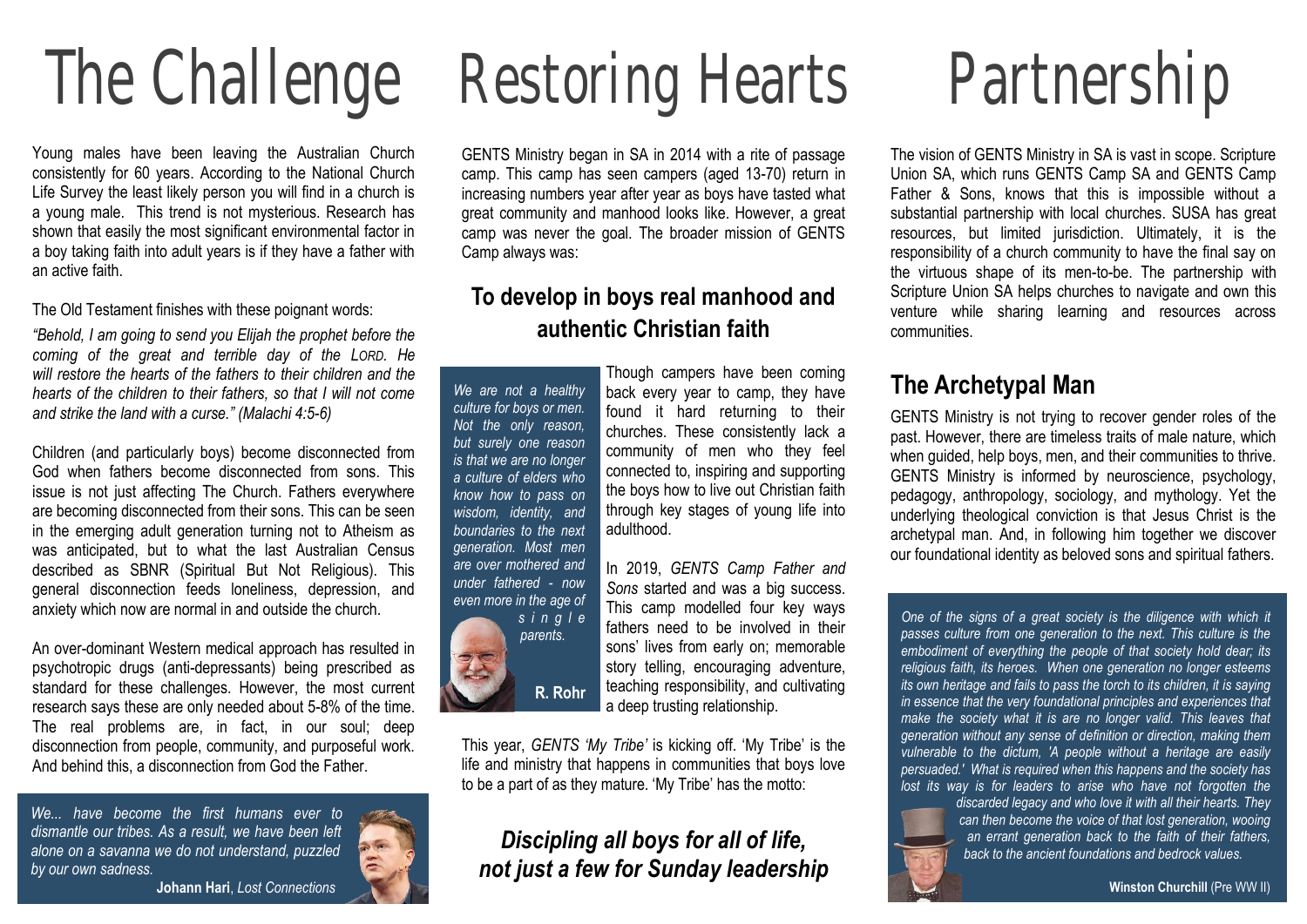# The Challenge

Young males have been leaving the Australian Church consistently for 60 years. According to the National Church Life Survey the least likely person you will find in a church is a young male. This trend is not mysterious. Research has shown that easily the most significant environmental factor in a boy taking faith into adult years is if they have a father with an active faith.

The Old Testament finishes with these poignant words:

*"Behold, I am going to send you Elijah the prophet before the coming of the great and terrible day of the LORD. He will restore the hearts of the fathers to their children and the hearts of the children to their fathers, so that I will not come and strike the land with a curse." (Malachi 4:5-6)*

Children (and particularly boys) become disconnected from God when fathers become disconnected from sons. This issue is not just affecting The Church. Fathers everywhere are becoming disconnected from their sons. This can be seen in the emerging adult generation turning not to Atheism as was anticipated, but to what the last Australian Census described as SBNR (Spiritual But Not Religious). This general disconnection feeds loneliness, depression, and anxiety which now are normal in and outside the church.

An over-dominant Western medical approach has resulted in psychotropic drugs (anti-depressants) being prescribed as standard for these challenges. However, the most current research says these are only needed about 5-8% of the time. The real problems are, in fact, in our soul; deep disconnection from people, community, and purposeful work. And behind this, a disconnection from God the Father.

*We... have become the first humans ever to dismantle our tribes. As a result, we have been left alone on a savanna we do not understand, puzzled by our own sadness.*

**Johann Hari**, *Lost Connections*

# Restoring Hearts

GENTS Ministry began in SA in 2014 with a rite of passage camp. This camp has seen campers (aged 13-70) return in increasing numbers year after year as boys have tasted what great community and manhood looks like. However, a great camp was never the goal. The broader mission of GENTS Camp always was:

## To develop in boys real manhood and authentic Christian faith

*We are not a healthy culture for boys or men. Not the only reason, but surely one reason is that we are no longer a culture of elders who know how to pass on wisdom, identity, and boundaries to the next generation. Most men are over mothered and under fathered - now even more in the age of single parents.*

**R. Rohr**

Though campers have been coming back every year to camp, they have found it hard returning to their churches. These consistently lack a community of men who they feel connected to, inspiring and supporting the boys how to live out Christian faith through key stages of young life into adulthood.

In 2019, *GENTS Camp Father and Sons* started and was a big success. This camp modelled four key ways fathers need to be involved in their sons' lives from early on; memorable story telling, encouraging adventure, teaching responsibility, and cultivating a deep trusting relationship.

This year, *GENTS 'My Tribe'* is kicking off. 'My Tribe' is the life and ministry that happens in communities that boys love to be a part of as they mature. 'My Tribe' has the motto:

***Discipling all boys for all of life, not just a few for Sunday leadership***

# Partnership

The vision of GENTS Ministry in SA is vast in scope. Scripture Union SA, which runs GENTS Camp SA and GENTS Camp Father & Sons, knows that this is impossible without a substantial partnership with local churches. SUSA has great resources, but limited jurisdiction. Ultimately, it is the responsibility of a church community to have the final say on the virtuous shape of its men-to-be. The partnership with Scripture Union SA helps churches to navigate and own this venture while sharing learning and resources across communities.

## The Archetypal Man

GENTS Ministry is not trying to recover gender roles of the past. However, there are timeless traits of male nature, which when guided, help boys, men, and their communities to thrive. GENTS Ministry is informed by neuroscience, psychology, pedagogy, anthropology, sociology, and mythology. Yet the underlying theological conviction is that Jesus Christ is the archetypal man. And, in following him together we discover our foundational identity as beloved sons and spiritual fathers.

*One of the signs of a great society is the diligence with which it passes culture from one generation to the next. This culture is the embodiment of everything the people of that society hold dear; its religious faith, its heroes. When one generation no longer esteems its own heritage and fails to pass the torch to its children, it is saying in essence that the very foundational principles and experiences that make the society what it is are no longer valid. This leaves that generation without any sense of definition or direction, making them vulnerable to the dictum, 'A people without a heritage are easily persuaded.' What is required when this happens and the society has lost its way is for leaders to arise who have not forgotten the discarded legacy and who love it with all their hearts. They can then become the voice of that lost generation, wooing an errant generation back to the faith of their fathers, back to the ancient foundations and bedrock values.*

**Winston Churchill** (Pre WW II)